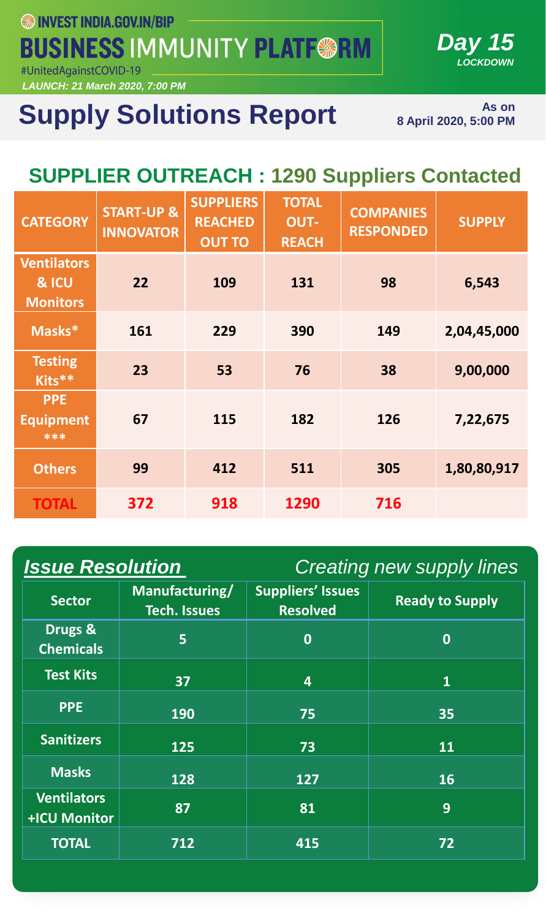INVEST INDIA.GOV.IN/BIP

# BUSINESS IMMUNITY PLATFORM

#UnitedAgainstCOVID-19

*LAUNCH: 21 March 2020, 7:00 PM*

***Day 15*** *LOCKDOWN*

# Supply Solutions Report

**As on 8 April 2020, 5:00 PM**

## SUPPLIER OUTREACH : 1290 Suppliers Contacted

| CATEGORY | START-UP & INNOVATOR | SUPPLIERS REACHED OUT TO | TOTAL OUT-REACH | COMPANIES RESPONDED | SUPPLY |
|---|---|---|---|---|---|
| Ventilators & ICU Monitors | 22 | 109 | 131 | 98 | 6,543 |
| Masks* | 161 | 229 | 390 | 149 | 2,04,45,000 |
| Testing Kits** | 23 | 53 | 76 | 38 | 9,00,000 |
| PPE Equipment *** | 67 | 115 | 182 | 126 | 7,22,675 |
| Others | 99 | 412 | 511 | 305 | 1,80,80,917 |
| **TOTAL** | **372** | **918** | **1290** | **716** | |

## *Issue Resolution*

*Creating new supply lines*

| Sector | Manufacturing/ Tech. Issues | Suppliers' Issues Resolved | Ready to Supply |
|---|---|---|---|
| Drugs & Chemicals | 5 | 0 | 0 |
| Test Kits | 37 | 4 | 1 |
| PPE | 190 | 75 | 35 |
| Sanitizers | 125 | 73 | 11 |
| Masks | 128 | 127 | 16 |
| Ventilators +ICU Monitor | 87 | 81 | 9 |
| TOTAL | 712 | 415 | 72 |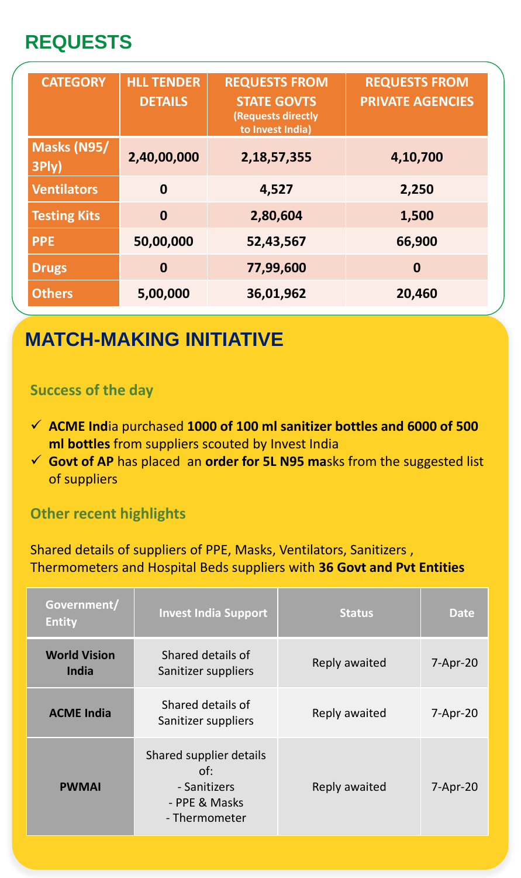## REQUESTS

| CATEGORY | HLL TENDER DETAILS | REQUESTS FROM STATE GOVTS (Requests directly to Invest India) | REQUESTS FROM PRIVATE AGENCIES |
|---|---|---|---|
| Masks (N95/ 3Ply) | 2,40,00,000 | 2,18,57,355 | 4,10,700 |
| Ventilators | 0 | 4,527 | 2,250 |
| Testing Kits | 0 | 2,80,604 | 1,500 |
| PPE | 50,00,000 | 52,43,567 | 66,900 |
| Drugs | 0 | 77,99,600 | 0 |
| Others | 5,00,000 | 36,01,962 | 20,460 |

## MATCH-MAKING INITIATIVE

### Success of the day

- ✓ **ACME Ind**ia purchased **1000 of 100 ml sanitizer bottles and 6000 of 500 ml bottles** from suppliers scouted by Invest India
- ✓ **Govt of AP** has placed an **order for 5L N95 ma**sks from the suggested list of suppliers

### Other recent highlights

Shared details of suppliers of PPE, Masks, Ventilators, Sanitizers , Thermometers and Hospital Beds suppliers with **36 Govt and Pvt Entities**

| Government/ Entity | Invest India Support | Status | Date |
|---|---|---|---|
| **World Vision India** | Shared details of Sanitizer suppliers | Reply awaited | 7-Apr-20 |
| **ACME India** | Shared details of Sanitizer suppliers | Reply awaited | 7-Apr-20 |
| **PWMAI** | Shared supplier details of: - Sanitizers - PPE & Masks - Thermometer | Reply awaited | 7-Apr-20 |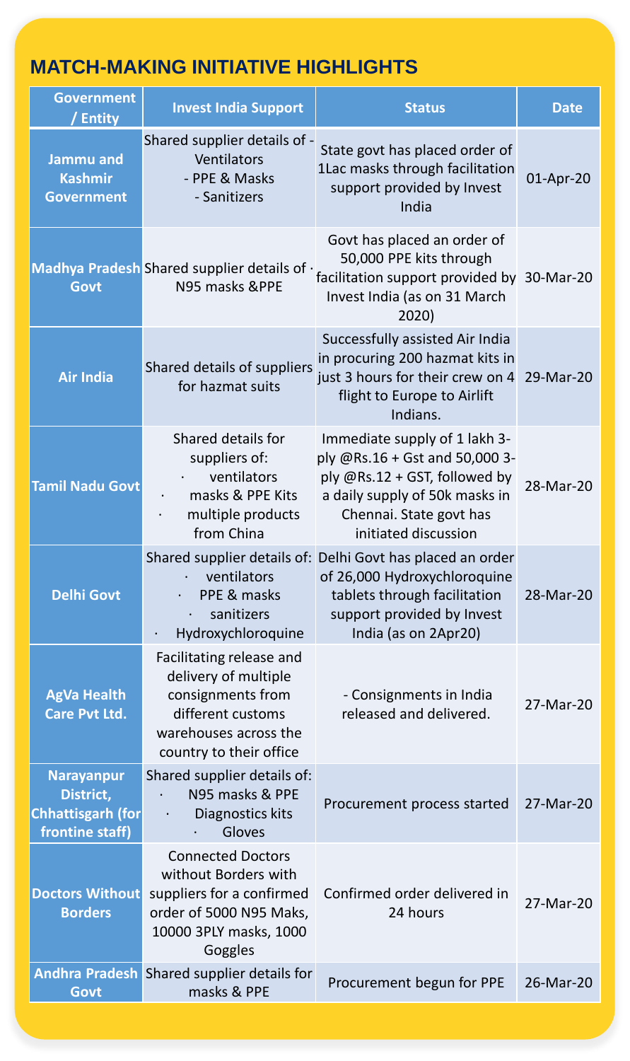# MATCH-MAKING INITIATIVE HIGHLIGHTS

| Government / Entity | Invest India Support | Status | Date |
|---|---|---|---|
| Jammu and Kashmir Government | Shared supplier details of - Ventilators - PPE & Masks - Sanitizers | State govt has placed order of 1Lac masks through facilitation support provided by Invest India | 01-Apr-20 |
| Madhya Pradesh Govt | Shared supplier details of · N95 masks &PPE | Govt has placed an order of 50,000 PPE kits through facilitation support provided by Invest India (as on 31 March 2020) | 30-Mar-20 |
| Air India | Shared details of suppliers for hazmat suits | Successfully assisted Air India in procuring 200 hazmat kits in just 3 hours for their crew on 4 flight to Europe to Airlift Indians. | 29-Mar-20 |
| Tamil Nadu Govt | Shared details for suppliers of: · ventilators · masks & PPE Kits · multiple products from China | Immediate supply of 1 lakh 3-ply @Rs.16 + Gst and 50,000 3-ply @Rs.12 + GST, followed by a daily supply of 50k masks in Chennai. State govt has initiated discussion | 28-Mar-20 |
| Delhi Govt | Shared supplier details of: · ventilators · PPE & masks · sanitizers · Hydroxychloroquine | Delhi Govt has placed an order of 26,000 Hydroxychloroquine tablets through facilitation support provided by Invest India (as on 2Apr20) | 28-Mar-20 |
| AgVa Health Care Pvt Ltd. | Facilitating release and delivery of multiple consignments from different customs warehouses across the country to their office | - Consignments in India released and delivered. | 27-Mar-20 |
| Narayanpur District, Chhattisgarh (for frontine staff) | Shared supplier details of: · N95 masks & PPE · Diagnostics kits · Gloves | Procurement process started | 27-Mar-20 |
| Doctors Without Borders | Connected Doctors without Borders with suppliers for a confirmed order of 5000 N95 Maks, 10000 3PLY masks, 1000 Goggles | Confirmed order delivered in 24 hours | 27-Mar-20 |
| Andhra Pradesh Govt | Shared supplier details for masks & PPE | Procurement begun for PPE | 26-Mar-20 |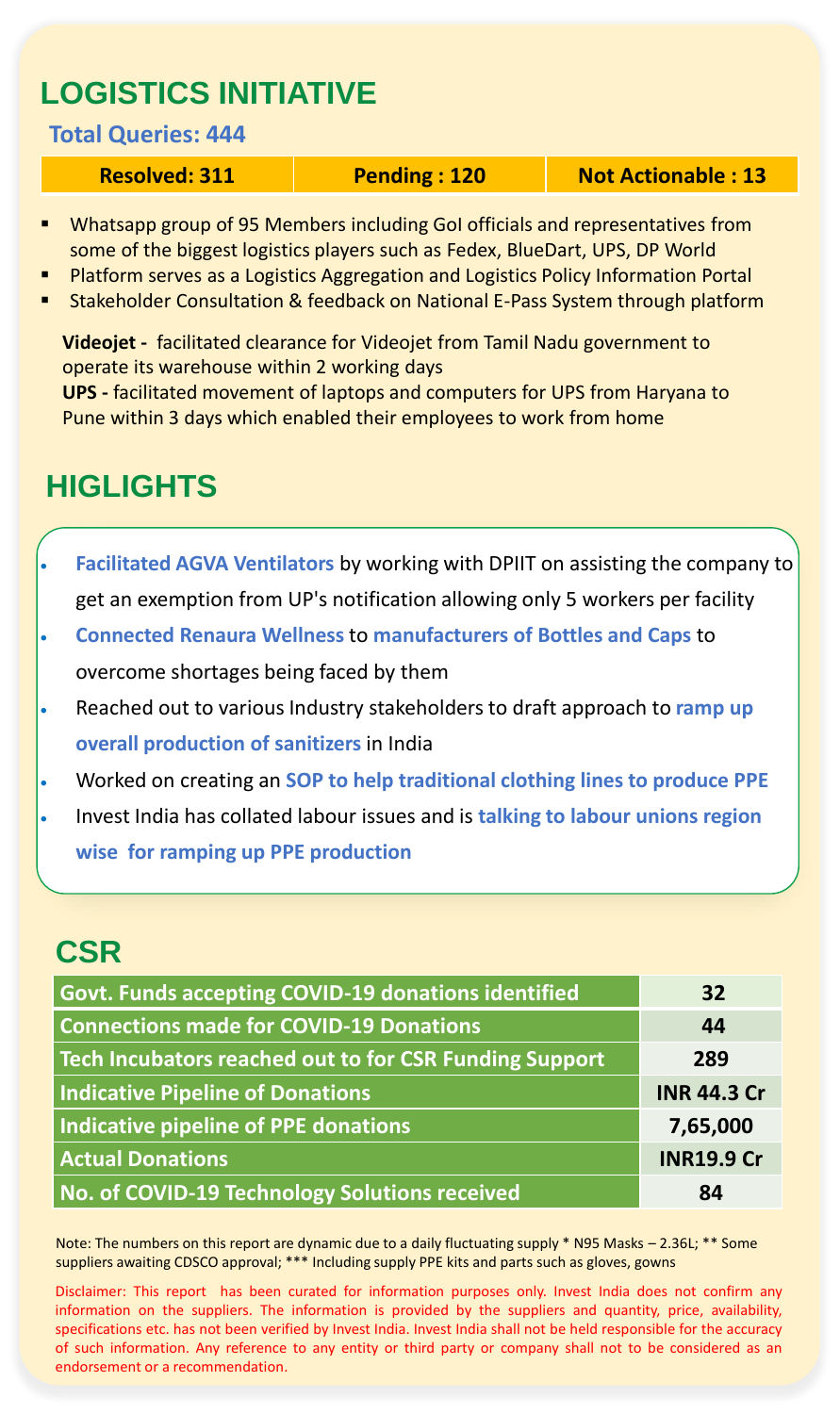## LOGISTICS INITIATIVE

**Total Queries: 444**

| Resolved: 311 | Pending : 120 | Not Actionable : 13 |
|---|---|---|

- Whatsapp group of 95 Members including GoI officials and representatives from some of the biggest logistics players such as Fedex, BlueDart, UPS, DP World
- Platform serves as a Logistics Aggregation and Logistics Policy Information Portal
- Stakeholder Consultation & feedback on National E-Pass System through platform

**Videojet -** facilitated clearance for Videojet from Tamil Nadu government to operate its warehouse within 2 working days

**UPS -** facilitated movement of laptops and computers for UPS from Haryana to Pune within 3 days which enabled their employees to work from home

## HIGLIGHTS

- **Facilitated AGVA Ventilators** by working with DPIIT on assisting the company to get an exemption from UP's notification allowing only 5 workers per facility
- **Connected Renaura Wellness** to **manufacturers of Bottles and Caps** to overcome shortages being faced by them
- Reached out to various Industry stakeholders to draft approach to **ramp up overall production of sanitizers** in India
- Worked on creating an **SOP to help traditional clothing lines to produce PPE**
- Invest India has collated labour issues and is **talking to labour unions region wise for ramping up PPE production**

## CSR

| | |
|---|---|
| Govt. Funds accepting COVID-19 donations identified | 32 |
| Connections made for COVID-19 Donations | 44 |
| Tech Incubators reached out to for CSR Funding Support | 289 |
| Indicative Pipeline of Donations | INR 44.3 Cr |
| Indicative pipeline of PPE donations | 7,65,000 |
| Actual Donations | INR19.9 Cr |
| No. of COVID-19 Technology Solutions received | 84 |

Note: The numbers on this report are dynamic due to a daily fluctuating supply * N95 Masks – 2.36L; ** Some suppliers awaiting CDSCO approval; *** Including supply PPE kits and parts such as gloves, gowns

Disclaimer: This report has been curated for information purposes only. Invest India does not confirm any information on the suppliers. The information is provided by the suppliers and quantity, price, availability, specifications etc. has not been verified by Invest India. Invest India shall not be held responsible for the accuracy of such information. Any reference to any entity or third party or company shall not to be considered as an endorsement or a recommendation.